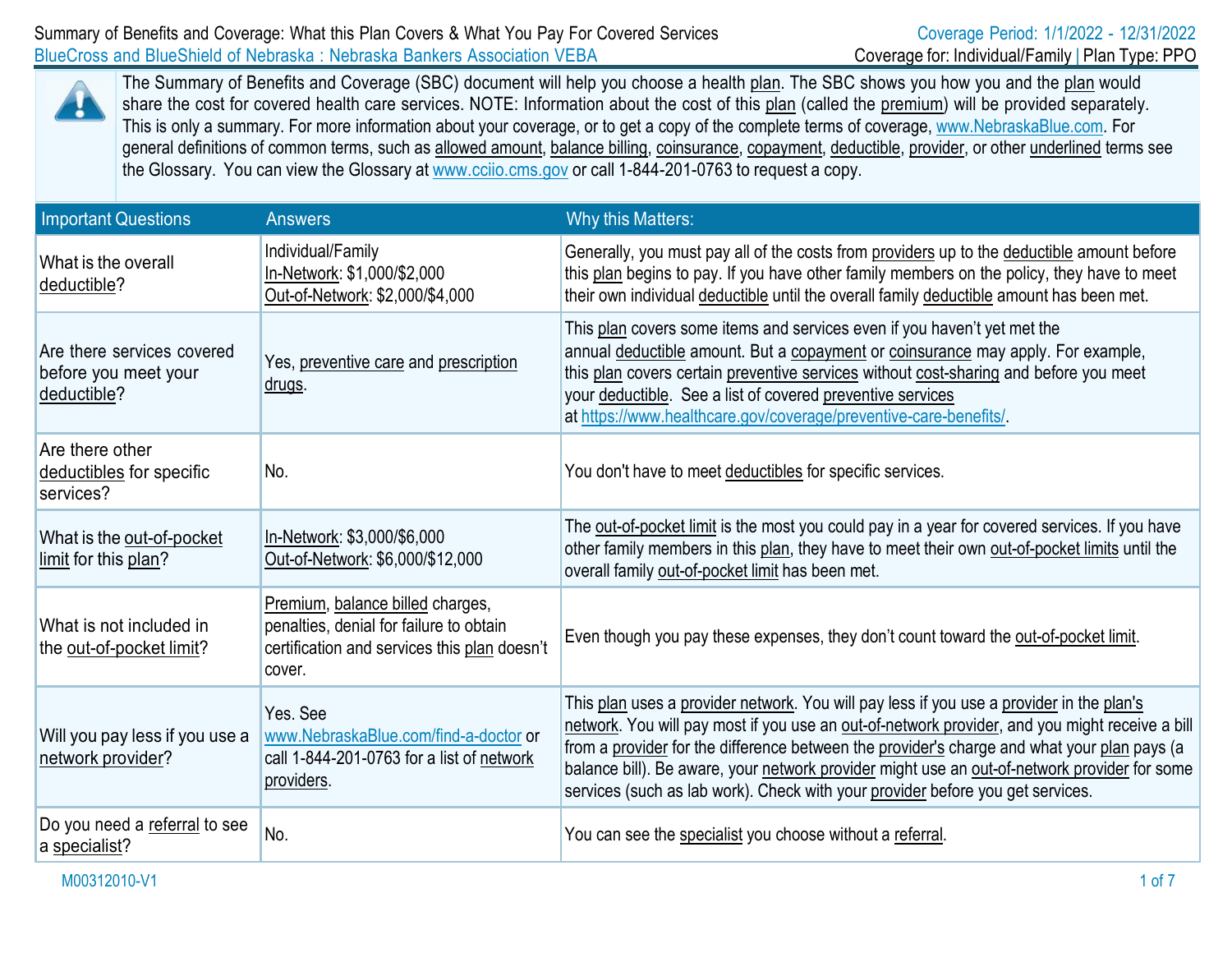Summary of Benefits and Coverage: What this Plan Covers & What You Pay For Covered Services

Coverage Period: 1/1/2022 - 12/31/2022

BlueCross and BlueShield of Nebraska : Nebraska Bankers Association VEBA

Coverage for: Individual/Family | Plan Type: PPO

The Summary of Benefits and Coverage (SBC) document will help you choose a health plan. The SBC shows you how you and the plan would share the cost for covered health care services. NOTE: Information about the cost of this plan (called the premium) will be provided separately. This is only a summary. For more information about your coverage, or to get a copy of the complete terms of coverage, www.NebraskaBlue.com. For general definitions of common terms, such as allowed amount, balance billing, coinsurance, copayment, deductible, provider, or other underlined terms see the Glossary. You can view the Glossary at www.cciio.cms.gov or call 1-844-201-0763 to request a copy.

| Important Questions | Answers | Why this Matters: |
|---|---|---|
| What is the overall deductible? | Individual/Family<br>In-Network: $1,000/$2,000<br>Out-of-Network: $2,000/$4,000 | Generally, you must pay all of the costs from providers up to the deductible amount before this plan begins to pay. If you have other family members on the policy, they have to meet their own individual deductible until the overall family deductible amount has been met. |
| Are there services covered before you meet your deductible? | Yes, preventive care and prescription drugs. | This plan covers some items and services even if you haven't yet met the annual deductible amount. But a copayment or coinsurance may apply. For example, this plan covers certain preventive services without cost-sharing and before you meet your deductible. See a list of covered preventive services at https://www.healthcare.gov/coverage/preventive-care-benefits/. |
| Are there other deductibles for specific services? | No. | You don't have to meet deductibles for specific services. |
| What is the out-of-pocket limit for this plan? | In-Network: $3,000/$6,000<br>Out-of-Network: $6,000/$12,000 | The out-of-pocket limit is the most you could pay in a year for covered services. If you have other family members in this plan, they have to meet their own out-of-pocket limits until the overall family out-of-pocket limit has been met. |
| What is not included in the out-of-pocket limit? | Premium, balance billed charges, penalties, denial for failure to obtain certification and services this plan doesn't cover. | Even though you pay these expenses, they don't count toward the out-of-pocket limit. |
| Will you pay less if you use a network provider? | Yes. See www.NebraskaBlue.com/find-a-doctor or call 1-844-201-0763 for a list of network providers. | This plan uses a provider network. You will pay less if you use a provider in the plan's network. You will pay most if you use an out-of-network provider, and you might receive a bill from a provider for the difference between the provider's charge and what your plan pays (a balance bill). Be aware, your network provider might use an out-of-network provider for some services (such as lab work). Check with your provider before you get services. |
| Do you need a referral to see a specialist? | No. | You can see the specialist you choose without a referral. |

M00312010-V1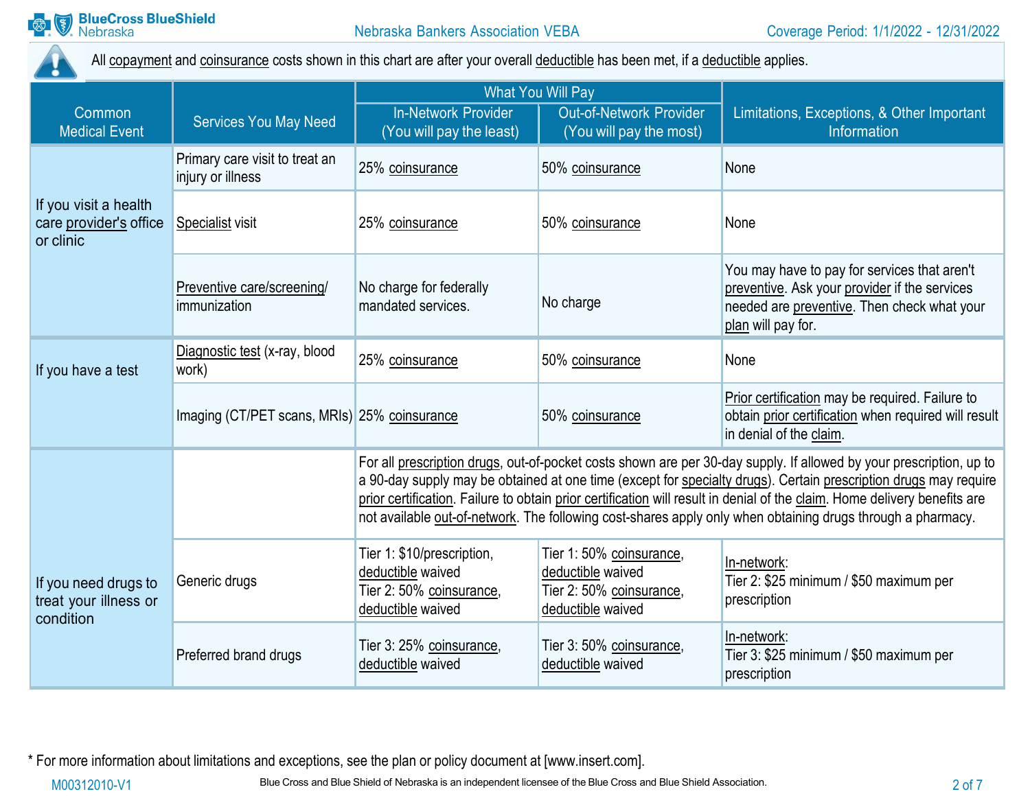All copayment and coinsurance costs shown in this chart are after your overall deductible has been met, if a deductible applies.

| Common Medical Event | Services You May Need | What You Will Pay | | Limitations, Exceptions, & Other Important Information |
|---|---|---|---|---|
| | | In-Network Provider (You will pay the least) | Out-of-Network Provider (You will pay the most) | |
| If you visit a health care provider's office or clinic | Primary care visit to treat an injury or illness | 25% coinsurance | 50% coinsurance | None |
| | Specialist visit | 25% coinsurance | 50% coinsurance | None |
| | Preventive care/screening/ immunization | No charge for federally mandated services. | No charge | You may have to pay for services that aren't preventive. Ask your provider if the services needed are preventive. Then check what your plan will pay for. |
| If you have a test | Diagnostic test (x-ray, blood work) | 25% coinsurance | 50% coinsurance | None |
| | Imaging (CT/PET scans, MRIs) | 25% coinsurance | 50% coinsurance | Prior certification may be required. Failure to obtain prior certification when required will result in denial of the claim. |
| If you need drugs to treat your illness or condition | | For all prescription drugs, out-of-pocket costs shown are per 30-day supply. If allowed by your prescription, up to a 90-day supply may be obtained at one time (except for specialty drugs). Certain prescription drugs may require prior certification. Failure to obtain prior certification will result in denial of the claim. Home delivery benefits are not available out-of-network. The following cost-shares apply only when obtaining drugs through a pharmacy. | | |
| | Generic drugs | Tier 1: $10/prescription, deductible waived<br>Tier 2: 50% coinsurance, deductible waived | Tier 1: 50% coinsurance, deductible waived<br>Tier 2: 50% coinsurance, deductible waived | In-network:<br>Tier 2: $25 minimum / $50 maximum per prescription |
| | Preferred brand drugs | Tier 3: 25% coinsurance, deductible waived | Tier 3: 50% coinsurance, deductible waived | In-network:<br>Tier 3: $25 minimum / $50 maximum per prescription |

* For more information about limitations and exceptions, see the plan or policy document at [www.insert.com].

Blue Cross and Blue Shield of Nebraska is an independent licensee of the Blue Cross and Blue Shield Association.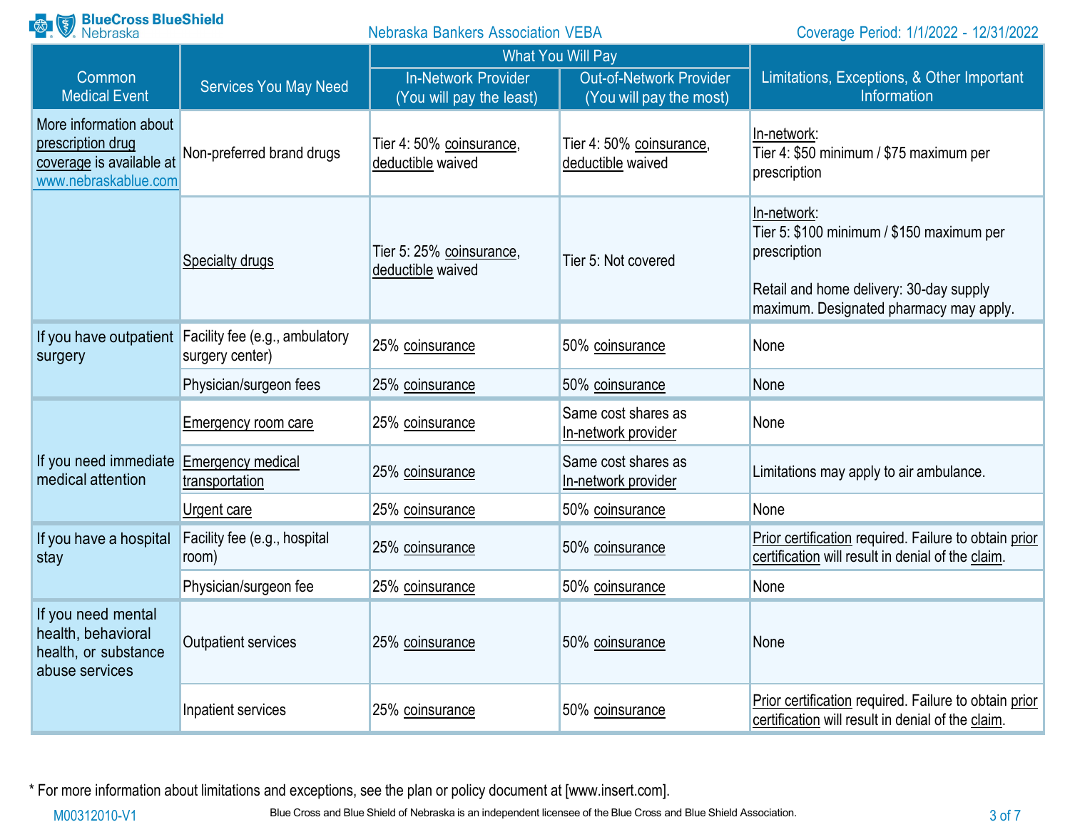| Common Medical Event | Services You May Need | What You Will Pay | | Limitations, Exceptions, & Other Important Information |
|---|---|---|---|---|
| | | In-Network Provider (You will pay the least) | Out-of-Network Provider (You will pay the most) | |
| More information about prescription drug coverage is available at www.nebraskablue.com | Non-preferred brand drugs | Tier 4: 50% coinsurance, deductible waived | Tier 4: 50% coinsurance, deductible waived | In-network: Tier 4: $50 minimum / $75 maximum per prescription |
| | Specialty drugs | Tier 5: 25% coinsurance, deductible waived | Tier 5: Not covered | In-network: Tier 5: $100 minimum / $150 maximum per prescription<br><br>Retail and home delivery: 30-day supply maximum. Designated pharmacy may apply. |
| If you have outpatient surgery | Facility fee (e.g., ambulatory surgery center) | 25% coinsurance | 50% coinsurance | None |
| | Physician/surgeon fees | 25% coinsurance | 50% coinsurance | None |
| If you need immediate medical attention | Emergency room care | 25% coinsurance | Same cost shares as In-network provider | None |
| | Emergency medical transportation | 25% coinsurance | Same cost shares as In-network provider | Limitations may apply to air ambulance. |
| | Urgent care | 25% coinsurance | 50% coinsurance | None |
| If you have a hospital stay | Facility fee (e.g., hospital room) | 25% coinsurance | 50% coinsurance | Prior certification required. Failure to obtain prior certification will result in denial of the claim. |
| | Physician/surgeon fee | 25% coinsurance | 50% coinsurance | None |
| If you need mental health, behavioral health, or substance abuse services | Outpatient services | 25% coinsurance | 50% coinsurance | None |
| | Inpatient services | 25% coinsurance | 50% coinsurance | Prior certification required. Failure to obtain prior certification will result in denial of the claim. |

* For more information about limitations and exceptions, see the plan or policy document at [www.insert.com].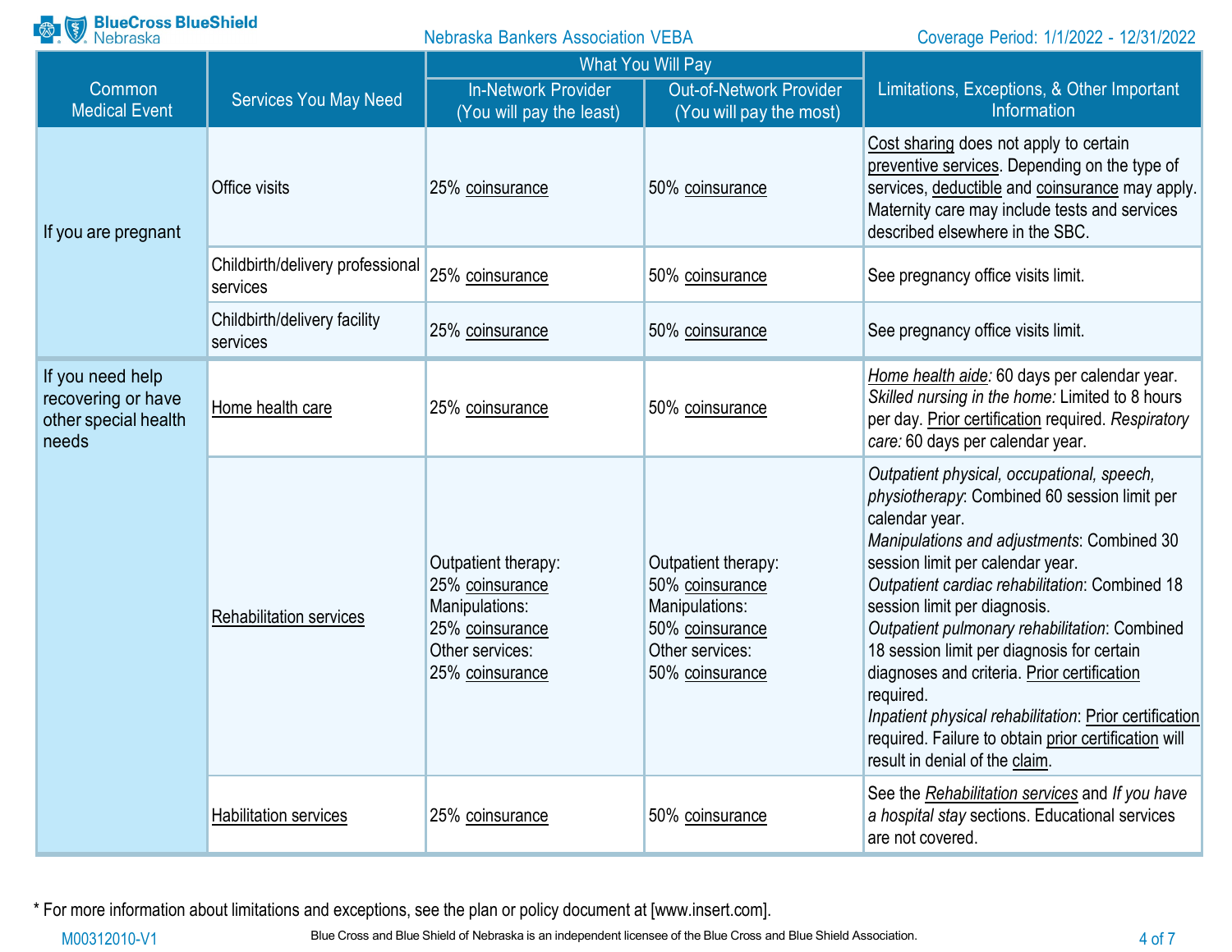| Common Medical Event | Services You May Need | What You Will Pay | | Limitations, Exceptions, & Other Important Information |
|---|---|---|---|---|
| | | In-Network Provider (You will pay the least) | Out-of-Network Provider (You will pay the most) | |
| If you are pregnant | Office visits | 25% coinsurance | 50% coinsurance | Cost sharing does not apply to certain preventive services. Depending on the type of services, deductible and coinsurance may apply. Maternity care may include tests and services described elsewhere in the SBC. |
| | Childbirth/delivery professional services | 25% coinsurance | 50% coinsurance | See pregnancy office visits limit. |
| | Childbirth/delivery facility services | 25% coinsurance | 50% coinsurance | See pregnancy office visits limit. |
| If you need help recovering or have other special health needs | Home health care | 25% coinsurance | 50% coinsurance | *Home health aide:* 60 days per calendar year. *Skilled nursing in the home:* Limited to 8 hours per day. Prior certification required. *Respiratory care:* 60 days per calendar year. |
| | Rehabilitation services | Outpatient therapy: 25% coinsurance Manipulations: 25% coinsurance Other services: 25% coinsurance | Outpatient therapy: 50% coinsurance Manipulations: 50% coinsurance Other services: 50% coinsurance | *Outpatient physical, occupational, speech, physiotherapy*: Combined 60 session limit per calendar year. *Manipulations and adjustments*: Combined 30 session limit per calendar year. *Outpatient cardiac rehabilitation*: Combined 18 session limit per diagnosis. *Outpatient pulmonary rehabilitation*: Combined 18 session limit per diagnosis for certain diagnoses and criteria. Prior certification required. *Inpatient physical rehabilitation*: Prior certification required. Failure to obtain prior certification will result in denial of the claim. |
| | Habilitation services | 25% coinsurance | 50% coinsurance | See the *Rehabilitation services* and *If you have a hospital stay* sections. Educational services are not covered. |

* For more information about limitations and exceptions, see the plan or policy document at [www.insert.com].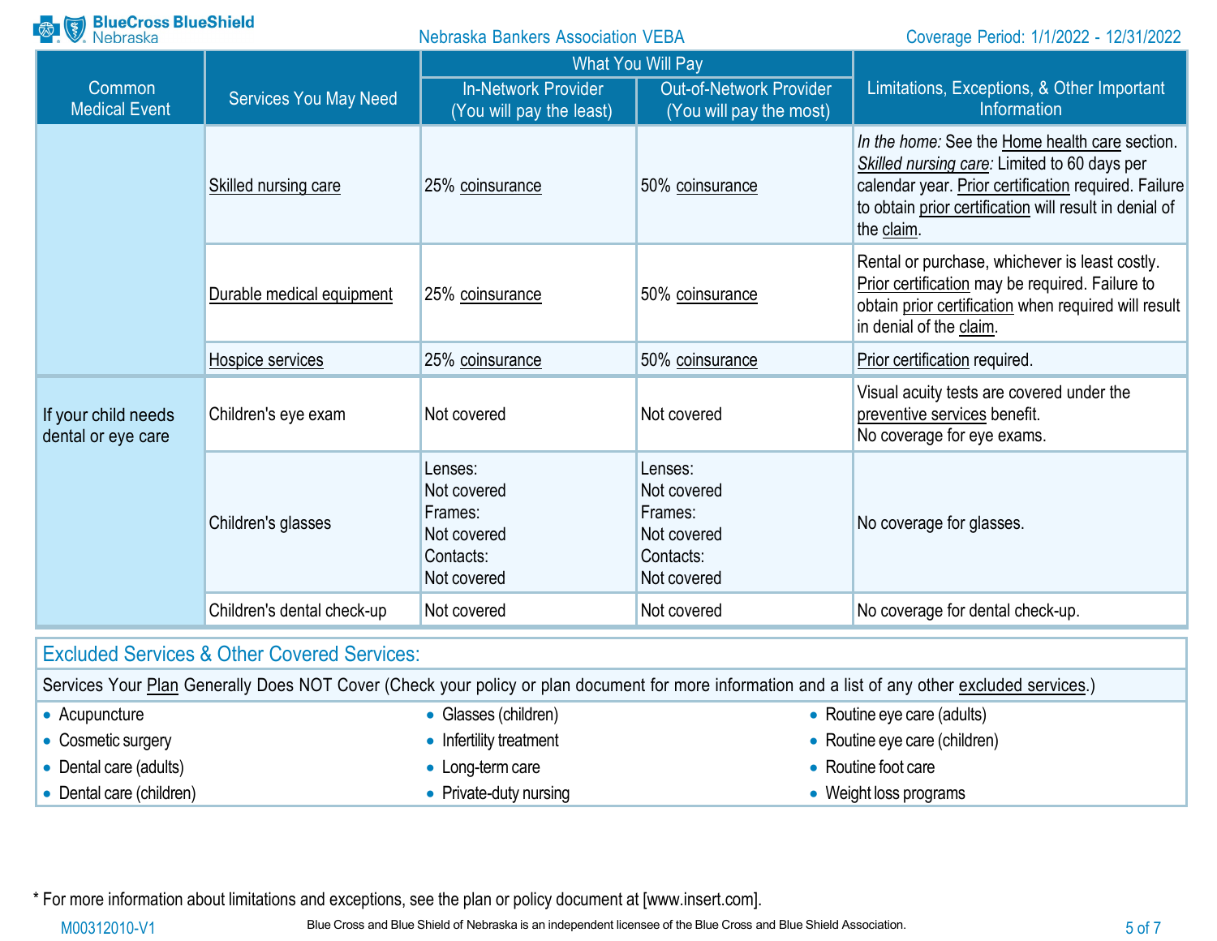| Common Medical Event | Services You May Need | What You Will Pay | | Limitations, Exceptions, & Other Important Information |
|---|---|---|---|---|
| | | In-Network Provider (You will pay the least) | Out-of-Network Provider (You will pay the most) | |
| | Skilled nursing care | 25% coinsurance | 50% coinsurance | *In the home:* See the Home health care section. *Skilled nursing care:* Limited to 60 days per calendar year. Prior certification required. Failure to obtain prior certification will result in denial of the claim. |
| | Durable medical equipment | 25% coinsurance | 50% coinsurance | Rental or purchase, whichever is least costly. Prior certification may be required. Failure to obtain prior certification when required will result in denial of the claim. |
| | Hospice services | 25% coinsurance | 50% coinsurance | Prior certification required. |
| If your child needs dental or eye care | Children's eye exam | Not covered | Not covered | Visual acuity tests are covered under the preventive services benefit. No coverage for eye exams. |
| | Children's glasses | Lenses: Not covered Frames: Not covered Contacts: Not covered | Lenses: Not covered Frames: Not covered Contacts: Not covered | No coverage for glasses. |
| | Children's dental check-up | Not covered | Not covered | No coverage for dental check-up. |

## Excluded Services & Other Covered Services:

Services Your Plan Generally Does NOT Cover (Check your policy or plan document for more information and a list of any other excluded services.)

- Acupuncture
- Cosmetic surgery
- Dental care (adults)
- Dental care (children)
- Glasses (children)
- Infertility treatment
- Long-term care
- Private-duty nursing
- Routine eye care (adults)
- Routine eye care (children)
- Routine foot care
- Weight loss programs

* For more information about limitations and exceptions, see the plan or policy document at [www.insert.com].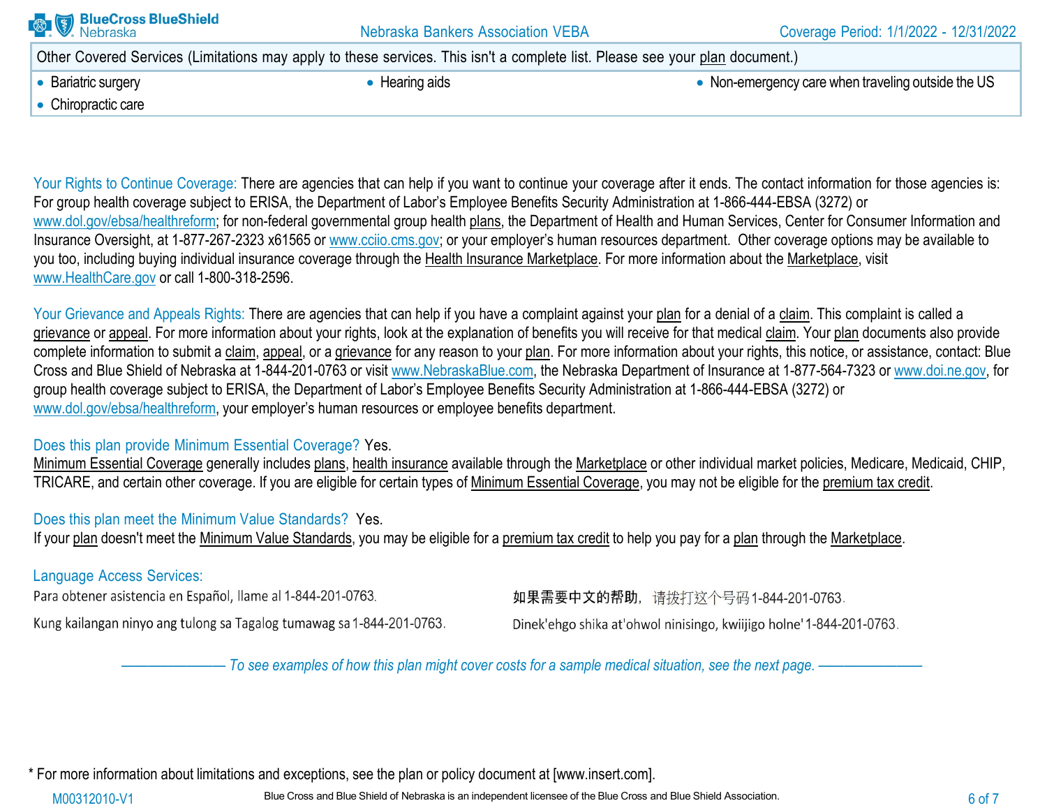| Other Covered Services (Limitations may apply to these services. This isn't a complete list. Please see your plan document.) | | |
|---|---|---|
| • Bariatric surgery<br>• Chiropractic care | • Hearing aids | • Non-emergency care when traveling outside the US |

Your Rights to Continue Coverage: There are agencies that can help if you want to continue your coverage after it ends. The contact information for those agencies is: For group health coverage subject to ERISA, the Department of Labor's Employee Benefits Security Administration at 1-866-444-EBSA (3272) or www.dol.gov/ebsa/healthreform; for non-federal governmental group health plans, the Department of Health and Human Services, Center for Consumer Information and Insurance Oversight, at 1-877-267-2323 x61565 or www.cciio.cms.gov; or your employer's human resources department. Other coverage options may be available to you too, including buying individual insurance coverage through the Health Insurance Marketplace. For more information about the Marketplace, visit www.HealthCare.gov or call 1-800-318-2596.

Your Grievance and Appeals Rights: There are agencies that can help if you have a complaint against your plan for a denial of a claim. This complaint is called a grievance or appeal. For more information about your rights, look at the explanation of benefits you will receive for that medical claim. Your plan documents also provide complete information to submit a claim, appeal, or a grievance for any reason to your plan. For more information about your rights, this notice, or assistance, contact: Blue Cross and Blue Shield of Nebraska at 1-844-201-0763 or visit www.NebraskaBlue.com, the Nebraska Department of Insurance at 1-877-564-7323 or www.doi.ne.gov, for group health coverage subject to ERISA, the Department of Labor's Employee Benefits Security Administration at 1-866-444-EBSA (3272) or www.dol.gov/ebsa/healthreform, your employer's human resources or employee benefits department.

Does this plan provide Minimum Essential Coverage? Yes.
Minimum Essential Coverage generally includes plans, health insurance available through the Marketplace or other individual market policies, Medicare, Medicaid, CHIP, TRICARE, and certain other coverage. If you are eligible for certain types of Minimum Essential Coverage, you may not be eligible for the premium tax credit.

Does this plan meet the Minimum Value Standards? Yes.
If your plan doesn't meet the Minimum Value Standards, you may be eligible for a premium tax credit to help you pay for a plan through the Marketplace.

Language Access Services:

Para obtener asistencia en Español, llame al 1-844-201-0763.

如果需要中文的帮助，请拨打这个号码1-844-201-0763.

Kung kailangan ninyo ang tulong sa Tagalog tumawag sa 1-844-201-0763.

Dinek'ehgo shika at'ohwol ninisingo, kwiijigo holne' 1-844-201-0763.

*——————— To see examples of how this plan might cover costs for a sample medical situation, see the next page. ———————*

\* For more information about limitations and exceptions, see the plan or policy document at [www.insert.com].

M00312010-V1 Blue Cross and Blue Shield of Nebraska is an independent licensee of the Blue Cross and Blue Shield Association.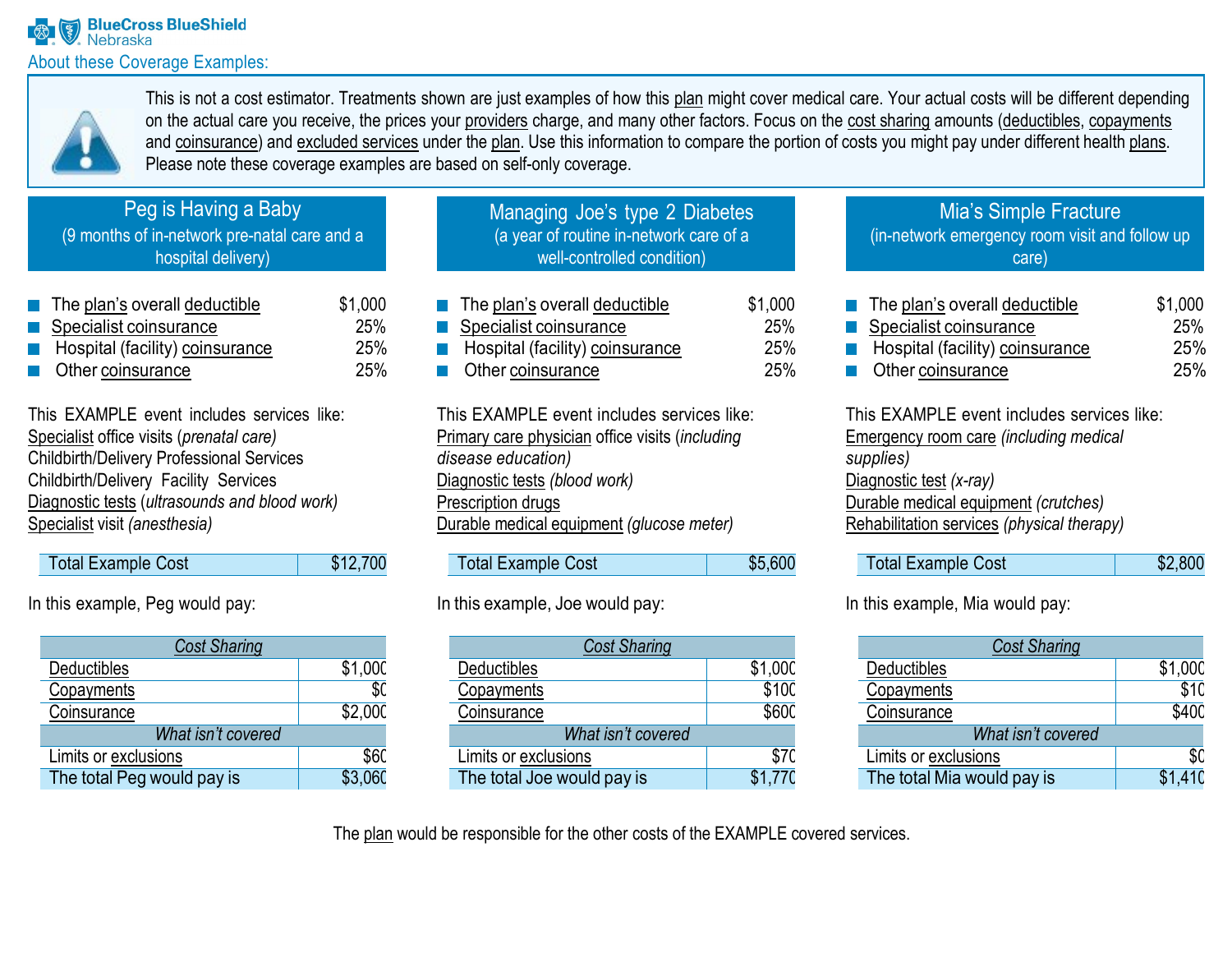BlueCross BlueShield Nebraska

## About these Coverage Examples:

This is not a cost estimator. Treatments shown are just examples of how this plan might cover medical care. Your actual costs will be different depending on the actual care you receive, the prices your providers charge, and many other factors. Focus on the cost sharing amounts (deductibles, copayments and coinsurance) and excluded services under the plan. Use this information to compare the portion of costs you might pay under different health plans. Please note these coverage examples are based on self-only coverage.

## Peg is Having a Baby
(9 months of in-network pre-natal care and a hospital delivery)

- The plan's overall deductible $1,000
- Specialist coinsurance 25%
- Hospital (facility) coinsurance 25%
- Other coinsurance 25%

This EXAMPLE event includes services like:
Specialist office visits (*prenatal care)*
Childbirth/Delivery Professional Services
Childbirth/Delivery Facility Services
Diagnostic tests (*ultrasounds and blood work)*
Specialist visit *(anesthesia)*

| Total Example Cost | $12,700 |
|---|---|

In this example, Peg would pay:

| *Cost Sharing* | |
|---|---|
| Deductibles | $1,000 |
| Copayments | $0 |
| Coinsurance | $2,000 |
| *What isn't covered* | |
| Limits or exclusions | $60 |
| The total Peg would pay is | $3,060 |

## Managing Joe's type 2 Diabetes
(a year of routine in-network care of a well-controlled condition)

- The plan's overall deductible $1,000
- Specialist coinsurance 25%
- Hospital (facility) coinsurance 25%
- Other coinsurance 25%

This EXAMPLE event includes services like:
Primary care physician office visits (*including disease education)*
Diagnostic tests *(blood work)*
Prescription drugs
Durable medical equipment *(glucose meter)*

| Total Example Cost | $5,600 |
|---|---|

In this example, Joe would pay:

| *Cost Sharing* | |
|---|---|
| Deductibles | $1,000 |
| Copayments | $100 |
| Coinsurance | $600 |
| *What isn't covered* | |
| Limits or exclusions | $70 |
| The total Joe would pay is | $1,770 |

## Mia's Simple Fracture
(in-network emergency room visit and follow up care)

- The plan's overall deductible $1,000
- Specialist coinsurance 25%
- Hospital (facility) coinsurance 25%
- Other coinsurance 25%

This EXAMPLE event includes services like:
Emergency room care *(including medical supplies)*
Diagnostic test *(x-ray)*
Durable medical equipment *(crutches)*
Rehabilitation services *(physical therapy)*

| Total Example Cost | $2,800 |
|---|---|

In this example, Mia would pay:

| *Cost Sharing* | |
|---|---|
| Deductibles | $1,000 |
| Copayments | $10 |
| Coinsurance | $400 |
| *What isn't covered* | |
| Limits or exclusions | $0 |
| The total Mia would pay is | $1,410 |

The plan would be responsible for the other costs of the EXAMPLE covered services.